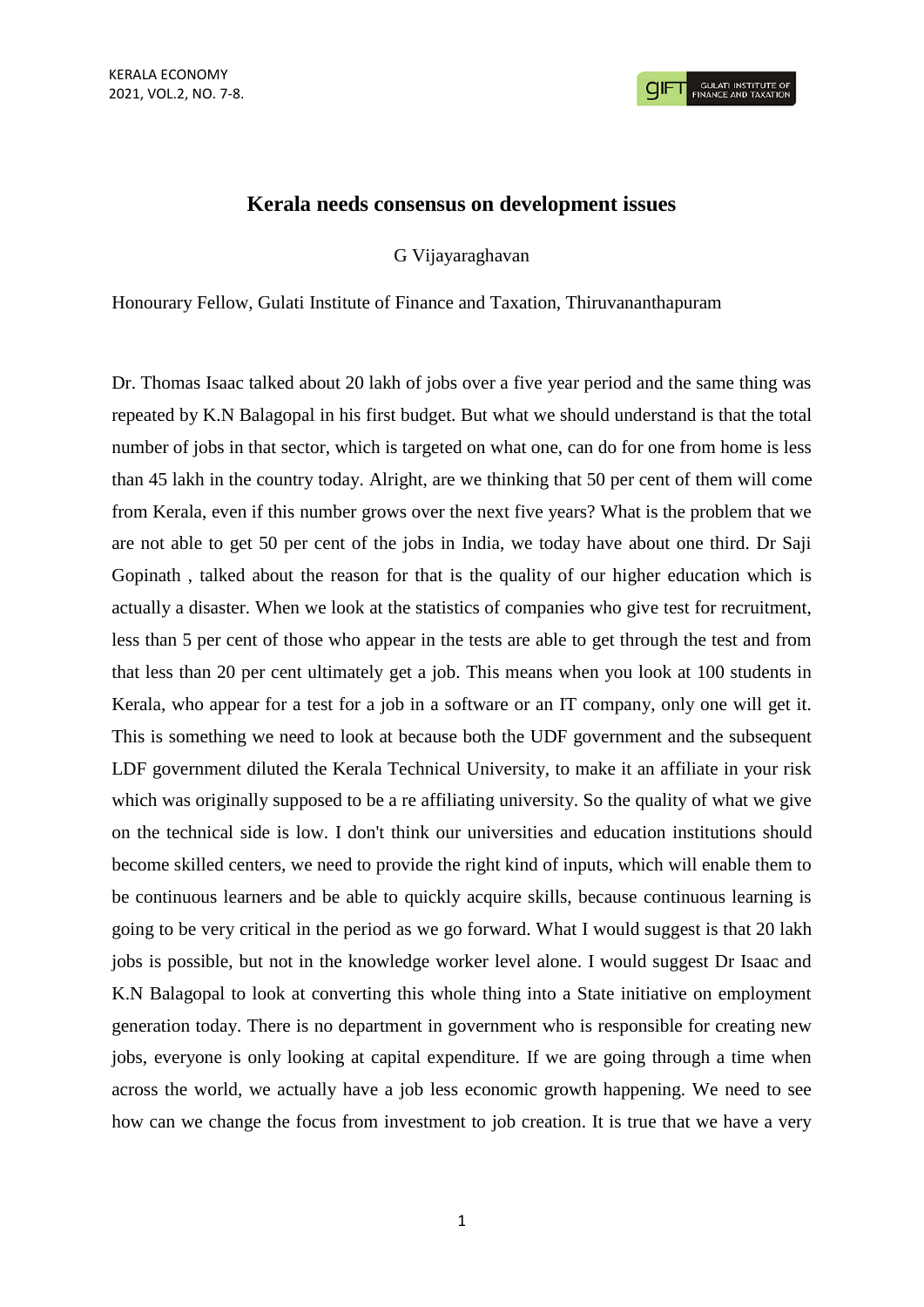# Kerala needs consensus on development issues

G Vijayaraghavan

Honourary Fellow, Gulati Institute of Finance and Taxation, Thiruvananthapuram

Dr. Thomas Isaac talked about 20 lakh of jobs over a five year period and the same thing was repeated by K.N Balagopal in his first budget. But what we should understand is that the total number of jobs in that sector, which is targeted on what one, can do for one from home is less than 45 lakh in the country today. Alright, are we thinking that 50 per cent of them will come from Kerala, even if this number grows over the next five years? What is the problem that we are not able to get 50 per cent of the jobs in India, we today have about one third. Dr Saji Gopinath , talked about the reason for that is the quality of our higher education which is actually a disaster. When we look at the statistics of companies who give test for recruitment, less than 5 per cent of those who appear in the tests are able to get through the test and from that less than 20 per cent ultimately get a job. This means when you look at 100 students in Kerala, who appear for a test for a job in a software or an IT company, only one will get it. This is something we need to look at because both the UDF government and the subsequent LDF government diluted the Kerala Technical University, to make it an affiliate in your risk which was originally supposed to be a re affiliating university. So the quality of what we give on the technical side is low. I don't think our universities and education institutions should become skilled centers, we need to provide the right kind of inputs, which will enable them to be continuous learners and be able to quickly acquire skills, because continuous learning is going to be very critical in the period as we go forward. What I would suggest is that 20 lakh jobs is possible, but not in the knowledge worker level alone. I would suggest Dr Isaac and K.N Balagopal to look at converting this whole thing into a State initiative on employment generation today. There is no department in government who is responsible for creating new jobs, everyone is only looking at capital expenditure. If we are going through a time when across the world, we actually have a job less economic growth happening. We need to see how can we change the focus from investment to job creation. It is true that we have a very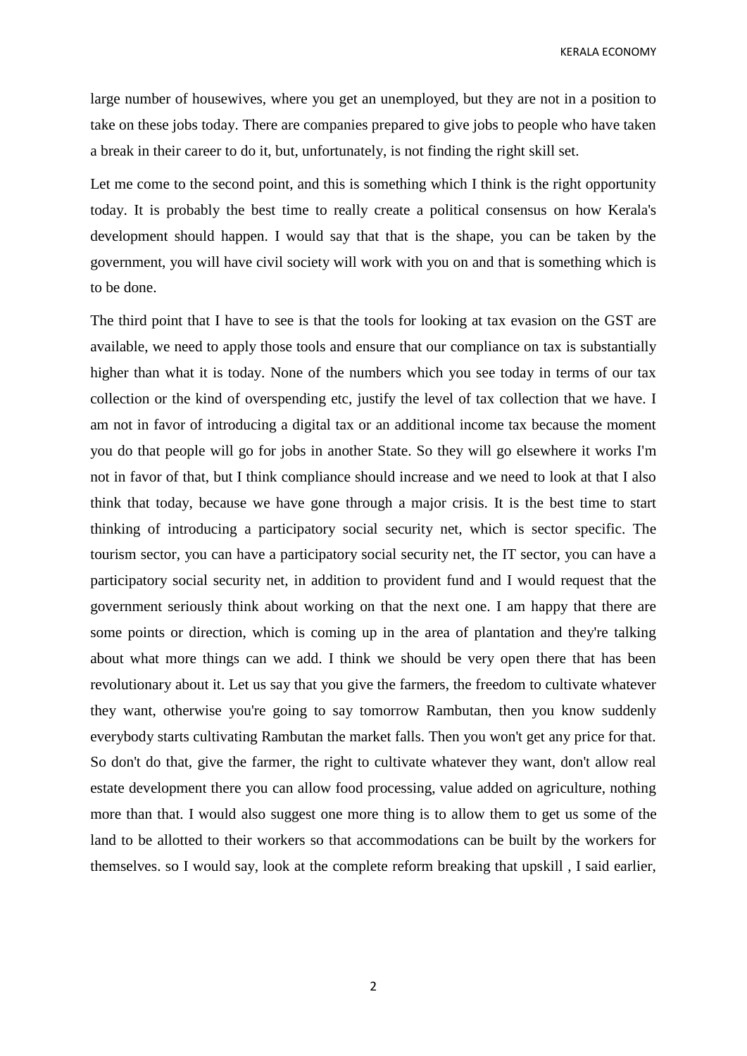large number of housewives, where you get an unemployed, but they are not in a position to take on these jobs today. There are companies prepared to give jobs to people who have taken a break in their career to do it, but, unfortunately, is not finding the right skill set.

Let me come to the second point, and this is something which I think is the right opportunity today. It is probably the best time to really create a political consensus on how Kerala's development should happen. I would say that that is the shape, you can be taken by the government, you will have civil society will work with you on and that is something which is to be done.

The third point that I have to see is that the tools for looking at tax evasion on the GST are available, we need to apply those tools and ensure that our compliance on tax is substantially higher than what it is today. None of the numbers which you see today in terms of our tax collection or the kind of overspending etc, justify the level of tax collection that we have. I am not in favor of introducing a digital tax or an additional income tax because the moment you do that people will go for jobs in another State. So they will go elsewhere it works I'm not in favor of that, but I think compliance should increase and we need to look at that I also think that today, because we have gone through a major crisis. It is the best time to start thinking of introducing a participatory social security net, which is sector specific. The tourism sector, you can have a participatory social security net, the IT sector, you can have a participatory social security net, in addition to provident fund and I would request that the government seriously think about working on that the next one. I am happy that there are some points or direction, which is coming up in the area of plantation and they're talking about what more things can we add. I think we should be very open there that has been revolutionary about it. Let us say that you give the farmers, the freedom to cultivate whatever they want, otherwise you're going to say tomorrow Rambutan, then you know suddenly everybody starts cultivating Rambutan the market falls. Then you won't get any price for that. So don't do that, give the farmer, the right to cultivate whatever they want, don't allow real estate development there you can allow food processing, value added on agriculture, nothing more than that. I would also suggest one more thing is to allow them to get us some of the land to be allotted to their workers so that accommodations can be built by the workers for themselves. so I would say, look at the complete reform breaking that upskill , I said earlier,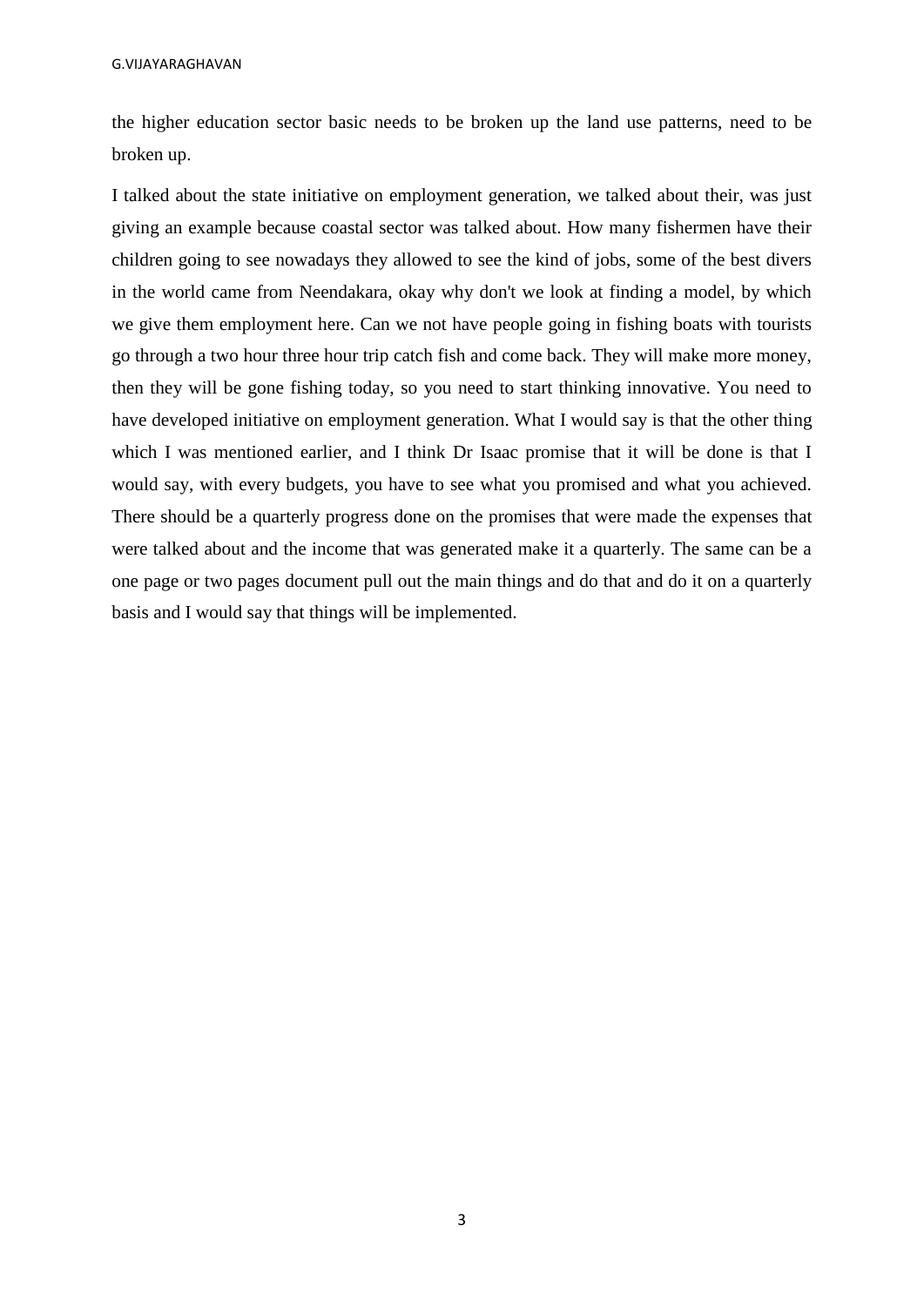the higher education sector basic needs to be broken up the land use patterns, need to be broken up.

I talked about the state initiative on employment generation, we talked about their, was just giving an example because coastal sector was talked about. How many fishermen have their children going to see nowadays they allowed to see the kind of jobs, some of the best divers in the world came from Neendakara, okay why don't we look at finding a model, by which we give them employment here. Can we not have people going in fishing boats with tourists go through a two hour three hour trip catch fish and come back. They will make more money, then they will be gone fishing today, so you need to start thinking innovative. You need to have developed initiative on employment generation. What I would say is that the other thing which I was mentioned earlier, and I think Dr Isaac promise that it will be done is that I would say, with every budgets, you have to see what you promised and what you achieved. There should be a quarterly progress done on the promises that were made the expenses that were talked about and the income that was generated make it a quarterly. The same can be a one page or two pages document pull out the main things and do that and do it on a quarterly basis and I would say that things will be implemented.